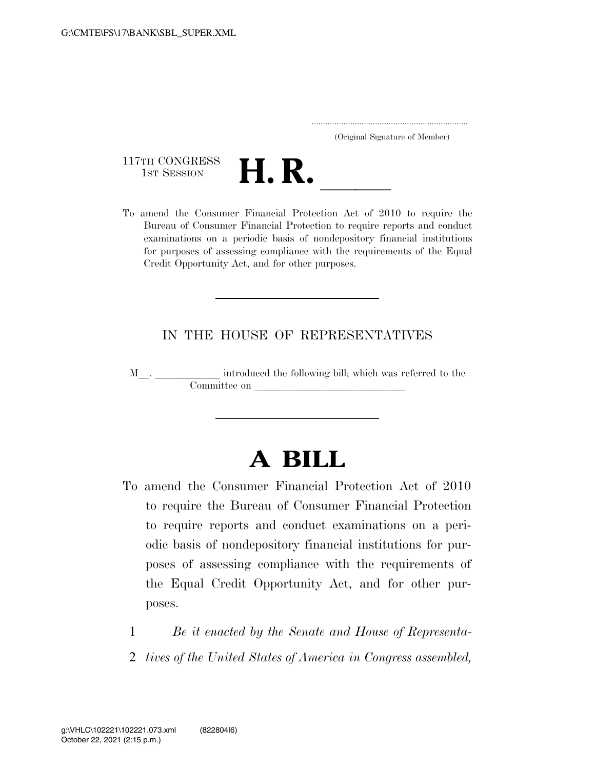(Original Signature of Member)

117TH CONGRESS
1ST SESSION

# H. R. \_\_\_\_\_\_

To amend the Consumer Financial Protection Act of 2010 to require the Bureau of Consumer Financial Protection to require reports and conduct examinations on a periodic basis of nondepository financial institutions for purposes of assessing compliance with the requirements of the Equal Credit Opportunity Act, and for other purposes.

---

IN THE HOUSE OF REPRESENTATIVES

M\_\_. \_\_\_\_\_\_\_\_\_\_\_\_ introduced the following bill; which was referred to the Committee on \_\_\_\_\_\_\_\_\_\_\_\_\_\_\_\_\_\_\_\_\_\_\_\_\_\_\_\_

---

# A BILL

To amend the Consumer Financial Protection Act of 2010 to require the Bureau of Consumer Financial Protection to require reports and conduct examinations on a periodic basis of nondepository financial institutions for purposes of assessing compliance with the requirements of the Equal Credit Opportunity Act, and for other purposes.

1 *Be it enacted by the Senate and House of Representa-*
2 *tives of the United States of America in Congress assembled,*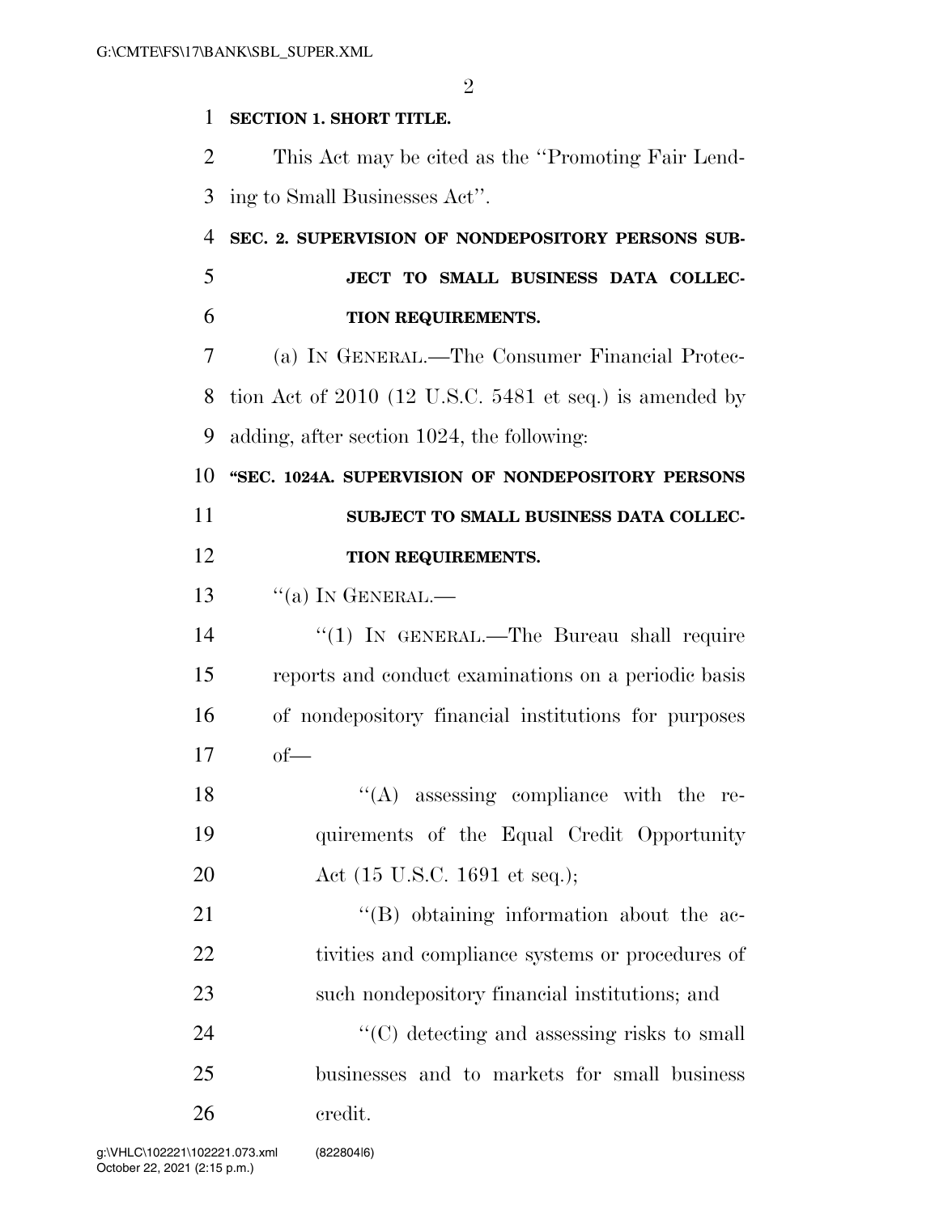**SECTION 1. SHORT TITLE.**

This Act may be cited as the ''Promoting Fair Lending to Small Businesses Act''.

**SEC. 2. SUPERVISION OF NONDEPOSITORY PERSONS SUBJECT TO SMALL BUSINESS DATA COLLECTION REQUIREMENTS.**

(a) IN GENERAL.—The Consumer Financial Protection Act of 2010 (12 U.S.C. 5481 et seq.) is amended by adding, after section 1024, the following:

**''SEC. 1024A. SUPERVISION OF NONDEPOSITORY PERSONS SUBJECT TO SMALL BUSINESS DATA COLLECTION REQUIREMENTS.**

''(a) IN GENERAL.—

''(1) IN GENERAL.—The Bureau shall require reports and conduct examinations on a periodic basis of nondepository financial institutions for purposes of—

''(A) assessing compliance with the requirements of the Equal Credit Opportunity Act (15 U.S.C. 1691 et seq.);

''(B) obtaining information about the activities and compliance systems or procedures of such nondepository financial institutions; and

''(C) detecting and assessing risks to small businesses and to markets for small business credit.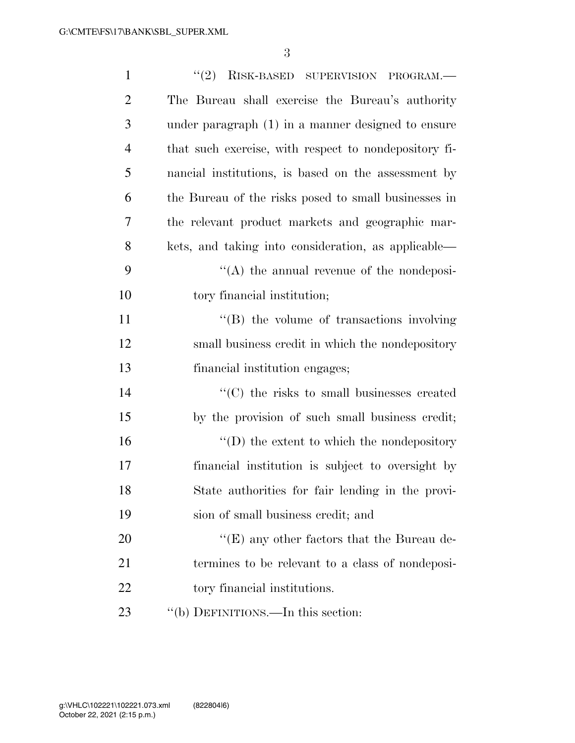"(2) RISK-BASED SUPERVISION PROGRAM.—The Bureau shall exercise the Bureau's authority under paragraph (1) in a manner designed to ensure that such exercise, with respect to nondepository financial institutions, is based on the assessment by the Bureau of the risks posed to small businesses in the relevant product markets and geographic markets, and taking into consideration, as applicable—

"(A) the annual revenue of the nondepository financial institution;

"(B) the volume of transactions involving small business credit in which the nondepository financial institution engages;

"(C) the risks to small businesses created by the provision of such small business credit;

"(D) the extent to which the nondepository financial institution is subject to oversight by State authorities for fair lending in the provision of small business credit; and

"(E) any other factors that the Bureau determines to be relevant to a class of nondepository financial institutions.

"(b) DEFINITIONS.—In this section: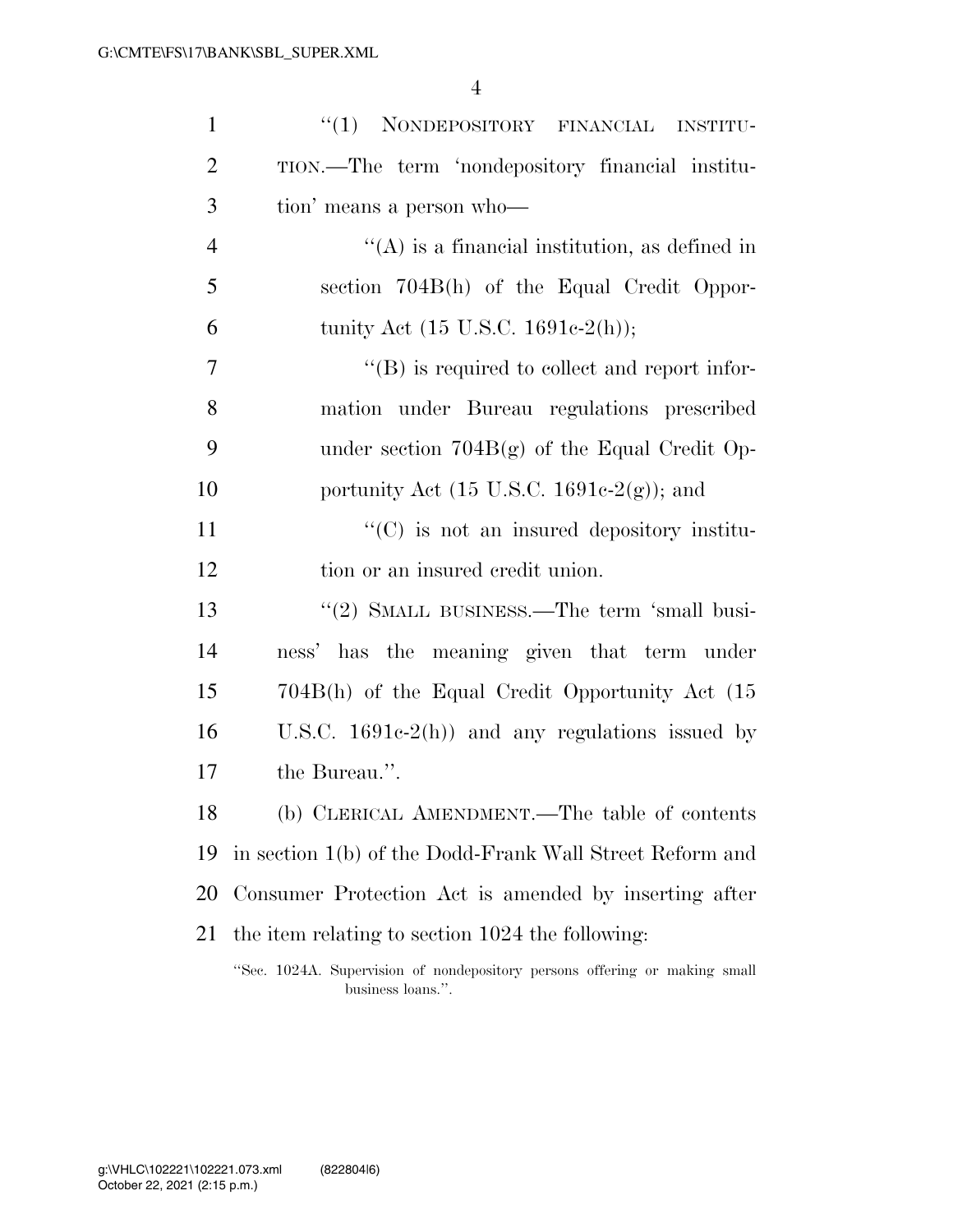"(1) NONDEPOSITORY FINANCIAL INSTITUTION.—The term 'nondepository financial institution' means a person who—

"(A) is a financial institution, as defined in section 704B(h) of the Equal Credit Opportunity Act (15 U.S.C. 1691c-2(h));

"(B) is required to collect and report information under Bureau regulations prescribed under section 704B(g) of the Equal Credit Opportunity Act (15 U.S.C. 1691c-2(g)); and

"(C) is not an insured depository institution or an insured credit union.

"(2) SMALL BUSINESS.—The term 'small business' has the meaning given that term under 704B(h) of the Equal Credit Opportunity Act (15 U.S.C. 1691c-2(h)) and any regulations issued by the Bureau.".

(b) CLERICAL AMENDMENT.—The table of contents in section 1(b) of the Dodd-Frank Wall Street Reform and Consumer Protection Act is amended by inserting after the item relating to section 1024 the following:

"Sec. 1024A. Supervision of nondepository persons offering or making small business loans.".